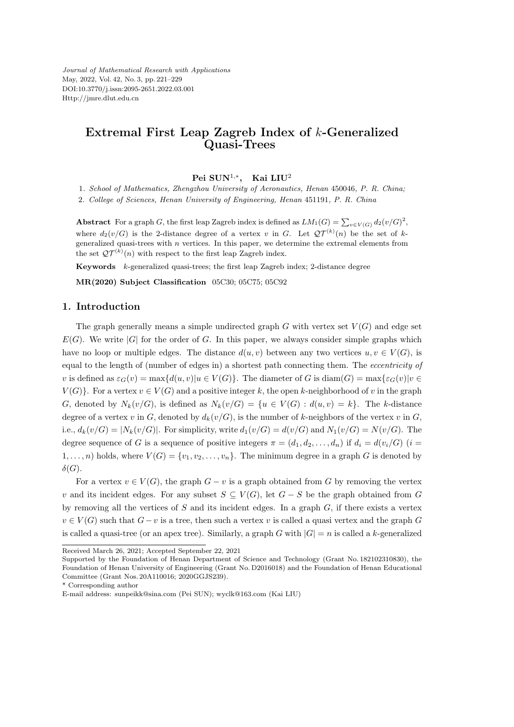Journal of Mathematical Research with Applications
May, 2022, Vol. 42, No. 3, pp. 221–229
DOI:10.3770/j.issn:2095-2651.2022.03.001
Http://jmre.dlut.edu.cn

# Extremal First Leap Zagreb Index of $k$-Generalized Quasi-Trees

**Pei SUN**[1,*], **Kai LIU**[2]

1. *School of Mathematics, Zhengzhou University of Aeronautics, Henan* 450046*, P. R. China;*
2. *College of Sciences, Henan University of Engineering, Henan* 451191*, P. R. China*

**Abstract** For a graph $G$, the first leap Zagreb index is defined as $LM_1(G) = \sum_{v\in V(G)} d_2(v/G)^2$, where $d_2(v/G)$ is the 2-distance degree of a vertex $v$ in $G$. Let $\mathcal{QT}^{(k)}(n)$ be the set of $k$-generalized quasi-trees with $n$ vertices. In this paper, we determine the extremal elements from the set $\mathcal{QT}^{(k)}(n)$ with respect to the first leap Zagreb index.

**Keywords** $k$-generalized quasi-trees; the first leap Zagreb index; 2-distance degree

**MR(2020) Subject Classification** 05C30; 05C75; 05C92

## 1. Introduction

The graph generally means a simple undirected graph $G$ with vertex set $V(G)$ and edge set $E(G)$. We write $|G|$ for the order of $G$. In this paper, we always consider simple graphs which have no loop or multiple edges. The distance $d(u,v)$ between any two vertices $u, v \in V(G)$, is equal to the length of (number of edges in) a shortest path connecting them. The *eccentricity of* $v$ is defined as $\varepsilon_G(v) = \max\{d(u,v)|u \in V(G)\}$. The diameter of $G$ is $\mathrm{diam}(G) = \max\{\varepsilon_G(v)|v \in V(G)\}$. For a vertex $v \in V(G)$ and a positive integer $k$, the open $k$-neighborhood of $v$ in the graph $G$, denoted by $N_k(v/G)$, is defined as $N_k(v/G) = \{u \in V(G) : d(u,v) = k\}$. The $k$-distance degree of a vertex $v$ in $G$, denoted by $d_k(v/G)$, is the number of $k$-neighbors of the vertex $v$ in $G$, i.e., $d_k(v/G) = |N_k(v/G)|$. For simplicity, write $d_1(v/G) = d(v/G)$ and $N_1(v/G) = N(v/G)$. The degree sequence of $G$ is a sequence of positive integers $\pi = (d_1, d_2, \ldots, d_n)$ if $d_i = d(v_i/G)$ $(i = 1, \ldots, n)$ holds, where $V(G) = \{v_1, v_2, \ldots, v_n\}$. The minimum degree in a graph $G$ is denoted by $\delta(G)$.

For a vertex $v \in V(G)$, the graph $G - v$ is a graph obtained from $G$ by removing the vertex $v$ and its incident edges. For any subset $S \subseteq V(G)$, let $G - S$ be the graph obtained from $G$ by removing all the vertices of $S$ and its incident edges. In a graph $G$, if there exists a vertex $v \in V(G)$ such that $G - v$ is a tree, then such a vertex $v$ is called a quasi vertex and the graph $G$ is called a quasi-tree (or an apex tree). Similarly, a graph $G$ with $|G| = n$ is called a $k$-generalized

---

Received March 26, 2021; Accepted September 22, 2021

Supported by the Foundation of Henan Department of Science and Technology (Grant No. 182102310830), the Foundation of Henan University of Engineering (Grant No. D2016018) and the Foundation of Henan Educational Committee (Grant Nos. 20A110016; 2020GGJS239).

\* Corresponding author

E-mail address: sunpeikk@sina.com (Pei SUN); wyclk@163.com (Kai LIU)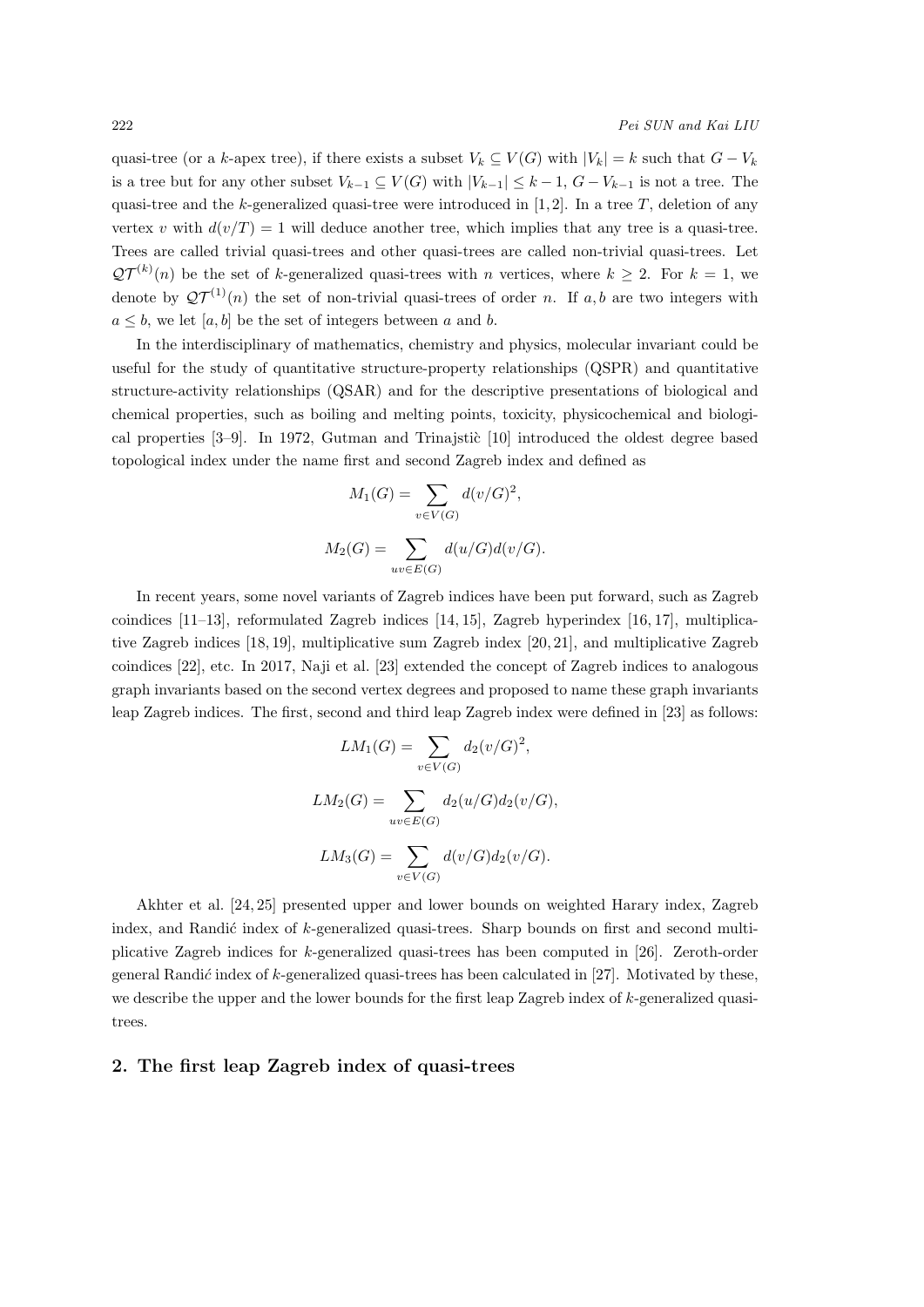quasi-tree (or a $k$-apex tree), if there exists a subset $V_k \subseteq V(G)$ with $|V_k| = k$ such that $G - V_k$ is a tree but for any other subset $V_{k-1} \subseteq V(G)$ with $|V_{k-1}| \leq k - 1$, $G - V_{k-1}$ is not a tree. The quasi-tree and the $k$-generalized quasi-tree were introduced in [1,2]. In a tree $T$, deletion of any vertex $v$ with $d(v/T) = 1$ will deduce another tree, which implies that any tree is a quasi-tree. Trees are called trivial quasi-trees and other quasi-trees are called non-trivial quasi-trees. Let $\mathcal{QT}^{(k)}(n)$ be the set of $k$-generalized quasi-trees with $n$ vertices, where $k \geq 2$. For $k = 1$, we denote by $\mathcal{QT}^{(1)}(n)$ the set of non-trivial quasi-trees of order $n$. If $a, b$ are two integers with $a \leq b$, we let $[a, b]$ be the set of integers between $a$ and $b$.

In the interdisciplinary of mathematics, chemistry and physics, molecular invariant could be useful for the study of quantitative structure-property relationships (QSPR) and quantitative structure-activity relationships (QSAR) and for the descriptive presentations of biological and chemical properties, such as boiling and melting points, toxicity, physicochemical and biological properties [3–9]. In 1972, Gutman and Trinajstiè [10] introduced the oldest degree based topological index under the name first and second Zagreb index and defined as

$$M_1(G) = \sum_{v \in V(G)} d(v/G)^2,$$

$$M_2(G) = \sum_{uv \in E(G)} d(u/G)d(v/G).$$

In recent years, some novel variants of Zagreb indices have been put forward, such as Zagreb coindices [11–13], reformulated Zagreb indices [14, 15], Zagreb hyperindex [16, 17], multiplicative Zagreb indices [18, 19], multiplicative sum Zagreb index [20, 21], and multiplicative Zagreb coindices [22], etc. In 2017, Naji et al. [23] extended the concept of Zagreb indices to analogous graph invariants based on the second vertex degrees and proposed to name these graph invariants leap Zagreb indices. The first, second and third leap Zagreb index were defined in [23] as follows:

$$LM_1(G) = \sum_{v \in V(G)} d_2(v/G)^2,$$

$$LM_2(G) = \sum_{uv \in E(G)} d_2(u/G)d_2(v/G),$$

$$LM_3(G) = \sum_{v \in V(G)} d(v/G)d_2(v/G).$$

Akhter et al. [24, 25] presented upper and lower bounds on weighted Harary index, Zagreb index, and Randić index of $k$-generalized quasi-trees. Sharp bounds on first and second multiplicative Zagreb indices for $k$-generalized quasi-trees has been computed in [26]. Zeroth-order general Randić index of $k$-generalized quasi-trees has been calculated in [27]. Motivated by these, we describe the upper and the lower bounds for the first leap Zagreb index of $k$-generalized quasi-trees.

## 2. The first leap Zagreb index of quasi-trees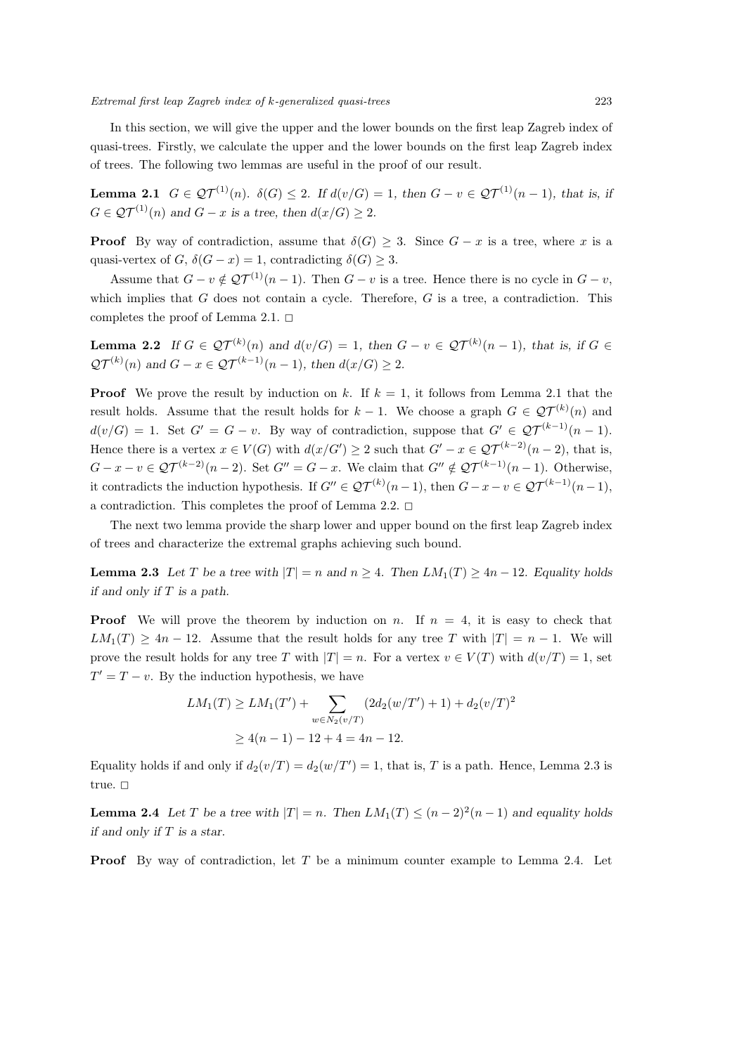In this section, we will give the upper and the lower bounds on the first leap Zagreb index of quasi-trees. Firstly, we calculate the upper and the lower bounds on the first leap Zagreb index of trees. The following two lemmas are useful in the proof of our result.

**Lemma 2.1** *$G \in \mathcal{QT}^{(1)}(n)$. $\delta(G) \leq 2$. If $d(v/G) = 1$, then $G - v \in \mathcal{QT}^{(1)}(n-1)$, that is, if $G \in \mathcal{QT}^{(1)}(n)$ and $G - x$ is a tree, then $d(x/G) \geq 2$.*

**Proof** By way of contradiction, assume that $\delta(G) \geq 3$. Since $G - x$ is a tree, where $x$ is a quasi-vertex of $G$, $\delta(G - x) = 1$, contradicting $\delta(G) \geq 3$.

Assume that $G - v \notin \mathcal{QT}^{(1)}(n-1)$. Then $G - v$ is a tree. Hence there is no cycle in $G - v$, which implies that $G$ does not contain a cycle. Therefore, $G$ is a tree, a contradiction. This completes the proof of Lemma 2.1. □

**Lemma 2.2** *If $G \in \mathcal{QT}^{(k)}(n)$ and $d(v/G) = 1$, then $G - v \in \mathcal{QT}^{(k)}(n-1)$, that is, if $G \in \mathcal{QT}^{(k)}(n)$ and $G - x \in \mathcal{QT}^{(k-1)}(n-1)$, then $d(x/G) \geq 2$.*

**Proof** We prove the result by induction on $k$. If $k = 1$, it follows from Lemma 2.1 that the result holds. Assume that the result holds for $k - 1$. We choose a graph $G \in \mathcal{QT}^{(k)}(n)$ and $d(v/G) = 1$. Set $G' = G - v$. By way of contradiction, suppose that $G' \in \mathcal{QT}^{(k-1)}(n-1)$. Hence there is a vertex $x \in V(G)$ with $d(x/G') \geq 2$ such that $G' - x \in \mathcal{QT}^{(k-2)}(n-2)$, that is, $G - x - v \in \mathcal{QT}^{(k-2)}(n-2)$. Set $G'' = G - x$. We claim that $G'' \notin \mathcal{QT}^{(k-1)}(n-1)$. Otherwise, it contradicts the induction hypothesis. If $G'' \in \mathcal{QT}^{(k)}(n-1)$, then $G - x - v \in \mathcal{QT}^{(k-1)}(n-1)$, a contradiction. This completes the proof of Lemma 2.2. □

The next two lemma provide the sharp lower and upper bound on the first leap Zagreb index of trees and characterize the extremal graphs achieving such bound.

**Lemma 2.3** *Let $T$ be a tree with $|T| = n$ and $n \geq 4$. Then $LM_1(T) \geq 4n - 12$. Equality holds if and only if $T$ is a path.*

**Proof** We will prove the theorem by induction on $n$. If $n = 4$, it is easy to check that $LM_1(T) \geq 4n - 12$. Assume that the result holds for any tree $T$ with $|T| = n - 1$. We will prove the result holds for any tree $T$ with $|T| = n$. For a vertex $v \in V(T)$ with $d(v/T) = 1$, set $T' = T - v$. By the induction hypothesis, we have

$$
\begin{aligned}
LM_1(T) &\geq LM_1(T') + \sum_{w \in N_2(v/T)} (2d_2(w/T') + 1) + d_2(v/T)^2 \\
&\geq 4(n-1) - 12 + 4 = 4n - 12.
\end{aligned}
$$

Equality holds if and only if $d_2(v/T) = d_2(w/T') = 1$, that is, $T$ is a path. Hence, Lemma 2.3 is true. □

**Lemma 2.4** *Let $T$ be a tree with $|T| = n$. Then $LM_1(T) \leq (n-2)^2(n-1)$ and equality holds if and only if $T$ is a star.*

**Proof** By way of contradiction, let $T$ be a minimum counter example to Lemma 2.4. Let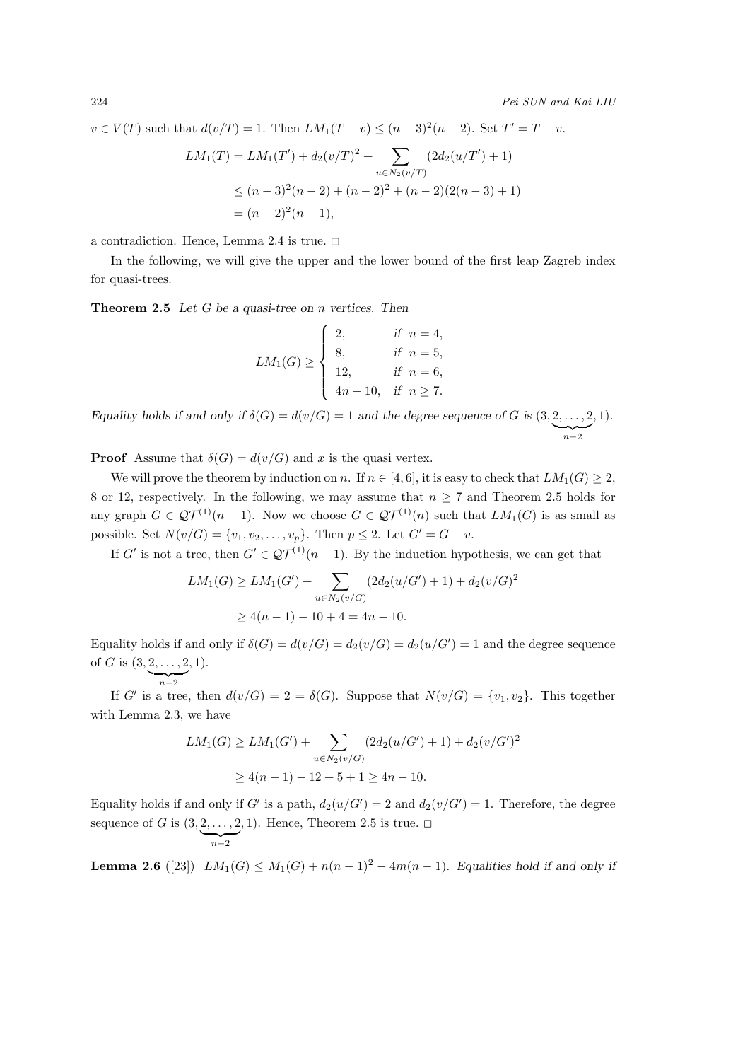$v \in V(T)$ such that $d(v/T) = 1$. Then $LM_1(T - v) \le (n-3)^2(n-2)$. Set $T' = T - v$.

$$\begin{aligned} LM_1(T) &= LM_1(T') + d_2(v/T)^2 + \sum_{u \in N_2(v/T)} (2d_2(u/T') + 1) \\ &\le (n-3)^2(n-2) + (n-2)^2 + (n-2)(2(n-3)+1) \\ &= (n-2)^2(n-1), \end{aligned}$$

a contradiction. Hence, Lemma 2.4 is true. □

In the following, we will give the upper and the lower bound of the first leap Zagreb index for quasi-trees.

**Theorem 2.5** *Let $G$ be a quasi-tree on $n$ vertices. Then*

$$LM_1(G) \ge \begin{cases} 2, & \text{if } n = 4, \\ 8, & \text{if } n = 5, \\ 12, & \text{if } n = 6, \\ 4n - 10, & \text{if } n \ge 7. \end{cases}$$

*Equality holds if and only if $\delta(G) = d(v/G) = 1$ and the degree sequence of $G$ is $(3, \underbrace{2, \ldots, 2}_{n-2}, 1)$.*

**Proof** Assume that $\delta(G) = d(v/G)$ and $x$ is the quasi vertex.

We will prove the theorem by induction on $n$. If $n \in [4, 6]$, it is easy to check that $LM_1(G) \ge 2$, 8 or 12, respectively. In the following, we may assume that $n \ge 7$ and Theorem 2.5 holds for any graph $G \in \mathcal{QT}^{(1)}(n-1)$. Now we choose $G \in \mathcal{QT}^{(1)}(n)$ such that $LM_1(G)$ is as small as possible. Set $N(v/G) = \{v_1, v_2, \ldots, v_p\}$. Then $p \le 2$. Let $G' = G - v$.

If $G'$ is not a tree, then $G' \in \mathcal{QT}^{(1)}(n-1)$. By the induction hypothesis, we can get that

$$\begin{aligned} LM_1(G) &\ge LM_1(G') + \sum_{u \in N_2(v/G)} (2d_2(u/G') + 1) + d_2(v/G)^2 \\ &\ge 4(n-1) - 10 + 4 = 4n - 10. \end{aligned}$$

Equality holds if and only if $\delta(G) = d(v/G) = d_2(v/G) = d_2(u/G') = 1$ and the degree sequence of $G$ is $(3, \underbrace{2, \ldots, 2}_{n-2}, 1)$.

If $G'$ is a tree, then $d(v/G) = 2 = \delta(G)$. Suppose that $N(v/G) = \{v_1, v_2\}$. This together with Lemma 2.3, we have

$$\begin{aligned} LM_1(G) &\ge LM_1(G') + \sum_{u \in N_2(v/G)} (2d_2(u/G') + 1) + d_2(v/G')^2 \\ &\ge 4(n-1) - 12 + 5 + 1 \ge 4n - 10. \end{aligned}$$

Equality holds if and only if $G'$ is a path, $d_2(u/G') = 2$ and $d_2(v/G') = 1$. Therefore, the degree sequence of $G$ is $(3, \underbrace{2, \ldots, 2}_{n-2}, 1)$. Hence, Theorem 2.5 is true. □

**Lemma 2.6** ([23]) *$LM_1(G) \le M_1(G) + n(n-1)^2 - 4m(n-1)$. Equalities hold if and only if*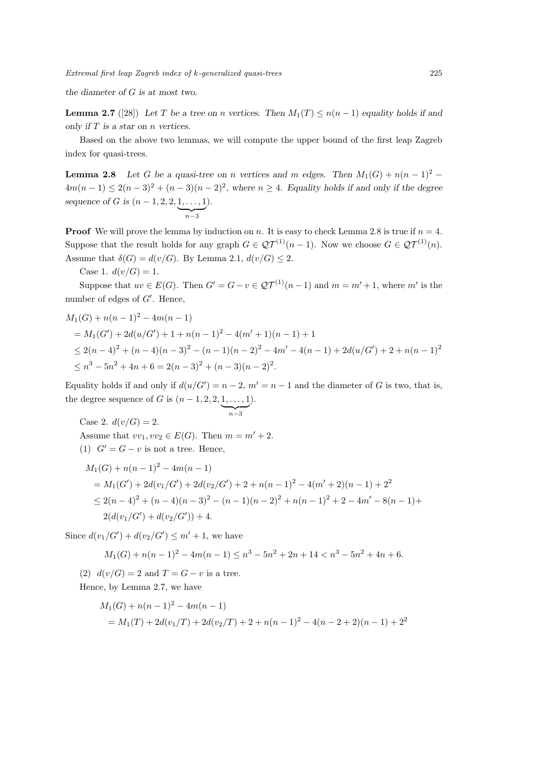*the diameter of G is at most two.*

**Lemma 2.7** ([28]) *Let $T$ be a tree on $n$ vertices. Then $M_1(T) \leq n(n-1)$ equality holds if and only if $T$ is a star on $n$ vertices.*

Based on the above two lemmas, we will compute the upper bound of the first leap Zagreb index for quasi-trees.

**Lemma 2.8** *Let $G$ be a quasi-tree on $n$ vertices and $m$ edges. Then $M_1(G) + n(n-1)^2 - 4m(n-1) \leq 2(n-3)^2 + (n-3)(n-2)^2$, where $n \geq 4$. Equality holds if and only if the degree sequence of $G$ is $(n-1, 2, 2, \underbrace{1, \ldots, 1}_{n-3})$.*

**Proof** We will prove the lemma by induction on $n$. It is easy to check Lemma 2.8 is true if $n = 4$. Suppose that the result holds for any graph $G \in \mathcal{QT}^{(1)}(n-1)$. Now we choose $G \in \mathcal{QT}^{(1)}(n)$. Assume that $\delta(G) = d(v/G)$. By Lemma 2.1, $d(v/G) \leq 2$.

Case 1. $d(v/G) = 1$.

Suppose that $uv \in E(G)$. Then $G' = G - v \in \mathcal{QT}^{(1)}(n-1)$ and $m = m' + 1$, where $m'$ is the number of edges of $G'$. Hence,

$$
\begin{aligned}
&M_1(G) + n(n-1)^2 - 4m(n-1) \\
&= M_1(G') + 2d(u/G') + 1 + n(n-1)^2 - 4(m'+1)(n-1) + 1 \\
&\leq 2(n-4)^2 + (n-4)(n-3)^2 - (n-1)(n-2)^2 - 4m' - 4(n-1) + 2d(u/G') + 2 + n(n-1)^2 \\
&\leq n^3 - 5n^2 + 4n + 6 = 2(n-3)^2 + (n-3)(n-2)^2.
\end{aligned}
$$

Equality holds if and only if $d(u/G') = n-2$, $m' = n-1$ and the diameter of $G$ is two, that is, the degree sequence of $G$ is $(n-1, 2, 2, \underbrace{1, \ldots, 1}_{n-3})$.

Case 2. $d(v/G) = 2$.

Assume that $vv_1, vv_2 \in E(G)$. Then $m = m' + 2$.

(1) $G' = G - v$ is not a tree. Hence,

$$
\begin{aligned}
&M_1(G) + n(n-1)^2 - 4m(n-1) \\
&= M_1(G') + 2d(v_1/G') + 2d(v_2/G') + 2 + n(n-1)^2 - 4(m'+2)(n-1) + 2^2 \\
&\leq 2(n-4)^2 + (n-4)(n-3)^2 - (n-1)(n-2)^2 + n(n-1)^2 + 2 - 4m' - 8(n-1) + \\
&\quad 2(d(v_1/G') + d(v_2/G')) + 4.
\end{aligned}
$$

Since $d(v_1/G') + d(v_2/G') \leq m' + 1$, we have

$$
M_1(G) + n(n-1)^2 - 4m(n-1) \leq n^3 - 5n^2 + 2n + 14 < n^3 - 5n^2 + 4n + 6.
$$

(2) $d(v/G) = 2$ and $T = G - v$ is a tree.

Hence, by Lemma 2.7, we have

$$
\begin{aligned}
&M_1(G) + n(n-1)^2 - 4m(n-1) \\
&= M_1(T) + 2d(v_1/T) + 2d(v_2/T) + 2 + n(n-1)^2 - 4(n-2+2)(n-1) + 2^2
\end{aligned}
$$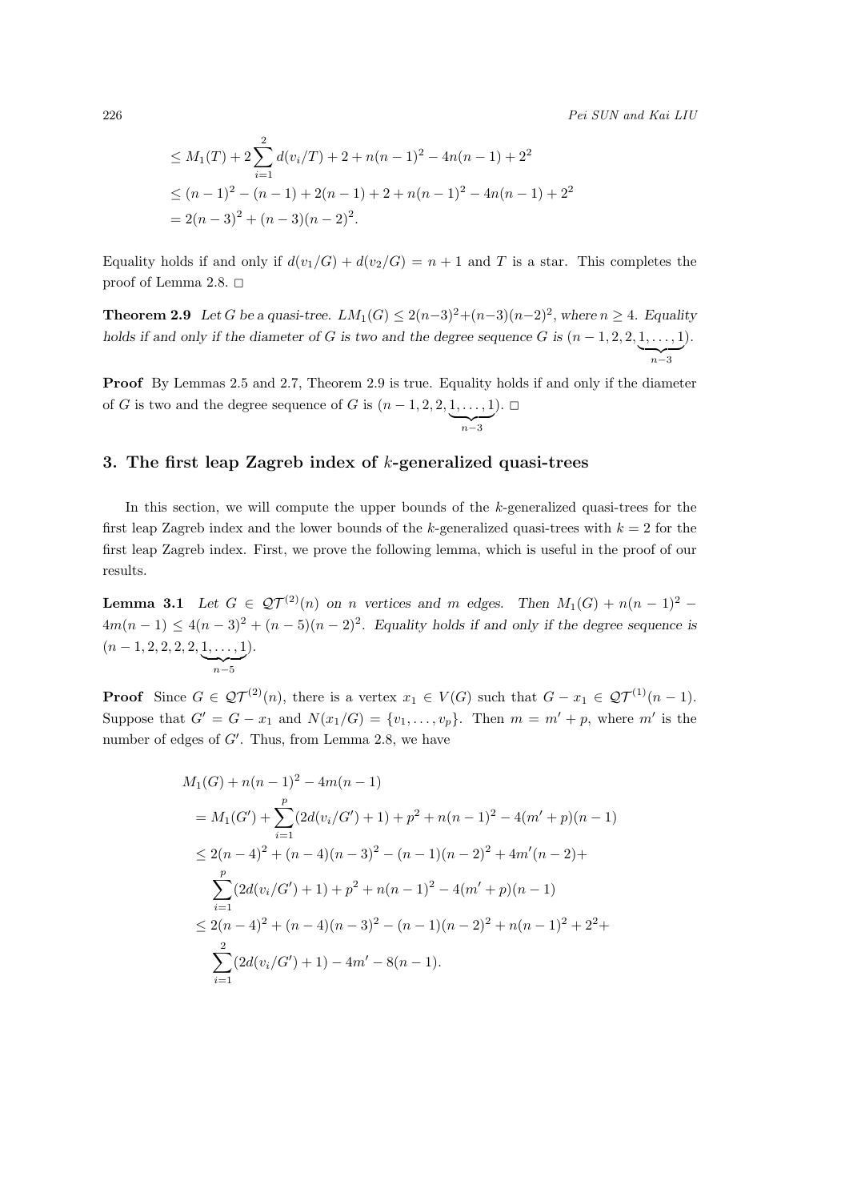$$
\begin{aligned}
&\le M_1(T) + 2\sum_{i=1}^{2} d(v_i/T) + 2 + n(n-1)^2 - 4n(n-1) + 2^2 \\
&\le (n-1)^2 - (n-1) + 2(n-1) + 2 + n(n-1)^2 - 4n(n-1) + 2^2 \\
&= 2(n-3)^2 + (n-3)(n-2)^2.
\end{aligned}
$$

Equality holds if and only if $d(v_1/G) + d(v_2/G) = n+1$ and $T$ is a star. This completes the proof of Lemma 2.8. □

**Theorem 2.9** *Let $G$ be a quasi-tree. $LM_1(G) \le 2(n-3)^2 + (n-3)(n-2)^2$, where $n \ge 4$. Equality holds if and only if the diameter of $G$ is two and the degree sequence $G$ is $(n-1, 2, 2, \underbrace{1, \ldots, 1}_{n-3})$.*

**Proof** By Lemmas 2.5 and 2.7, Theorem 2.9 is true. Equality holds if and only if the diameter of $G$ is two and the degree sequence of $G$ is $(n-1, 2, 2, \underbrace{1, \ldots, 1}_{n-3})$. □

## 3. The first leap Zagreb index of $k$-generalized quasi-trees

In this section, we will compute the upper bounds of the $k$-generalized quasi-trees for the first leap Zagreb index and the lower bounds of the $k$-generalized quasi-trees with $k = 2$ for the first leap Zagreb index. First, we prove the following lemma, which is useful in the proof of our results.

**Lemma 3.1** *Let $G \in \mathcal{QT}^{(2)}(n)$ on $n$ vertices and $m$ edges. Then $M_1(G) + n(n-1)^2 - 4m(n-1) \le 4(n-3)^2 + (n-5)(n-2)^2$. Equality holds if and only if the degree sequence is $(n-1, 2, 2, 2, 2, \underbrace{1, \ldots, 1}_{n-5})$.*

**Proof** Since $G \in \mathcal{QT}^{(2)}(n)$, there is a vertex $x_1 \in V(G)$ such that $G - x_1 \in \mathcal{QT}^{(1)}(n-1)$. Suppose that $G' = G - x_1$ and $N(x_1/G) = \{v_1, \ldots, v_p\}$. Then $m = m' + p$, where $m'$ is the number of edges of $G'$. Thus, from Lemma 2.8, we have

$$
\begin{aligned}
&M_1(G) + n(n-1)^2 - 4m(n-1) \\
&= M_1(G') + \sum_{i=1}^{p}(2d(v_i/G') + 1) + p^2 + n(n-1)^2 - 4(m'+p)(n-1) \\
&\le 2(n-4)^2 + (n-4)(n-3)^2 - (n-1)(n-2)^2 + 4m'(n-2) + \\
&\quad \sum_{i=1}^{p}(2d(v_i/G') + 1) + p^2 + n(n-1)^2 - 4(m'+p)(n-1) \\
&\le 2(n-4)^2 + (n-4)(n-3)^2 - (n-1)(n-2)^2 + n(n-1)^2 + 2^2 + \\
&\quad \sum_{i=1}^{2}(2d(v_i/G') + 1) - 4m' - 8(n-1).
\end{aligned}
$$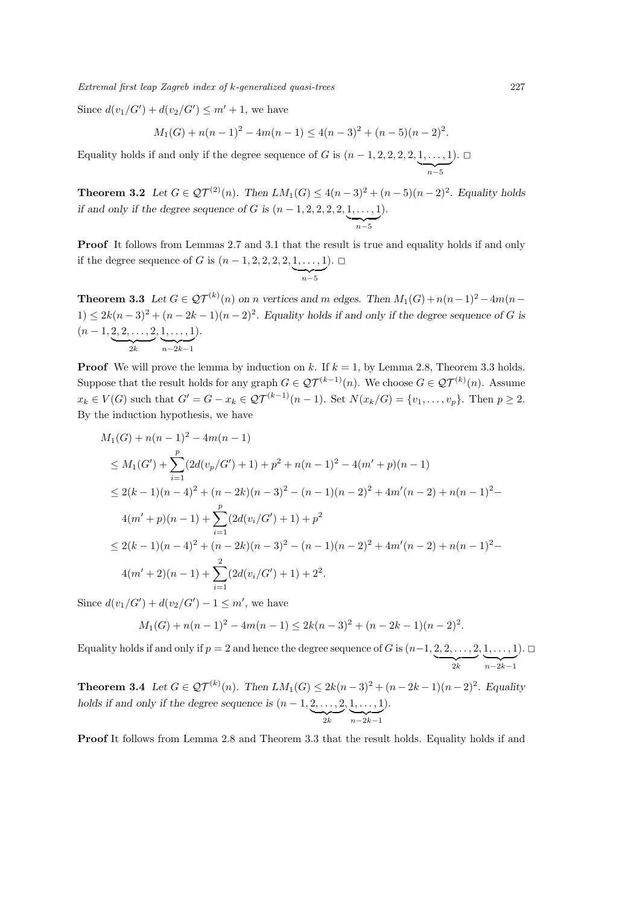Since $d(v_1/G') + d(v_2/G') \leq m' + 1$, we have

$$M_1(G) + n(n-1)^2 - 4m(n-1) \leq 4(n-3)^2 + (n-5)(n-2)^2.$$

Equality holds if and only if the degree sequence of $G$ is $(n-1, 2, 2, 2, 2, \underbrace{1, \ldots, 1}_{n-5})$. □

**Theorem 3.2** *Let $G \in \mathcal{QT}^{(2)}(n)$. Then $LM_1(G) \leq 4(n-3)^2 + (n-5)(n-2)^2$. Equality holds if and only if the degree sequence of $G$ is $(n-1, 2, 2, 2, 2, \underbrace{1, \ldots, 1}_{n-5})$.*

**Proof** It follows from Lemmas 2.7 and 3.1 that the result is true and equality holds if and only if the degree sequence of $G$ is $(n-1, 2, 2, 2, 2, \underbrace{1, \ldots, 1}_{n-5})$. □

**Theorem 3.3** *Let $G \in \mathcal{QT}^{(k)}(n)$ on $n$ vertices and $m$ edges. Then $M_1(G) + n(n-1)^2 - 4m(n-1) \leq 2k(n-3)^2 + (n-2k-1)(n-2)^2$. Equality holds if and only if the degree sequence of $G$ is $(n-1, \underbrace{2, 2, \ldots, 2}_{2k}, \underbrace{1, \ldots, 1}_{n-2k-1})$.*

**Proof** We will prove the lemma by induction on $k$. If $k = 1$, by Lemma 2.8, Theorem 3.3 holds. Suppose that the result holds for any graph $G \in \mathcal{QT}^{(k-1)}(n)$. We choose $G \in \mathcal{QT}^{(k)}(n)$. Assume $x_k \in V(G)$ such that $G' = G - x_k \in \mathcal{QT}^{(k-1)}(n-1)$. Set $N(x_k/G) = \{v_1, \ldots, v_p\}$. Then $p \geq 2$. By the induction hypothesis, we have

$$\begin{aligned}
& M_1(G) + n(n-1)^2 - 4m(n-1) \\
& \leq M_1(G') + \sum_{i=1}^{p}(2d(v_p/G') + 1) + p^2 + n(n-1)^2 - 4(m' + p)(n-1) \\
& \leq 2(k-1)(n-4)^2 + (n-2k)(n-3)^2 - (n-1)(n-2)^2 + 4m'(n-2) + n(n-1)^2 - \\
& \quad 4(m' + p)(n-1) + \sum_{i=1}^{p}(2d(v_i/G') + 1) + p^2 \\
& \leq 2(k-1)(n-4)^2 + (n-2k)(n-3)^2 - (n-1)(n-2)^2 + 4m'(n-2) + n(n-1)^2 - \\
& \quad 4(m' + 2)(n-1) + \sum_{i=1}^{2}(2d(v_i/G') + 1) + 2^2.
\end{aligned}$$

Since $d(v_1/G') + d(v_2/G') - 1 \leq m'$, we have

$$M_1(G) + n(n-1)^2 - 4m(n-1) \leq 2k(n-3)^2 + (n-2k-1)(n-2)^2.$$

Equality holds if and only if $p = 2$ and hence the degree sequence of $G$ is $(n-1, \underbrace{2, 2, \ldots, 2}_{2k}, \underbrace{1, \ldots, 1}_{n-2k-1})$. □

**Theorem 3.4** *Let $G \in \mathcal{QT}^{(k)}(n)$. Then $LM_1(G) \leq 2k(n-3)^2 + (n-2k-1)(n-2)^2$. Equality holds if and only if the degree sequence is $(n-1, \underbrace{2, \ldots, 2}_{2k}, \underbrace{1, \ldots, 1}_{n-2k-1})$.*

**Proof** It follows from Lemma 2.8 and Theorem 3.3 that the result holds. Equality holds if and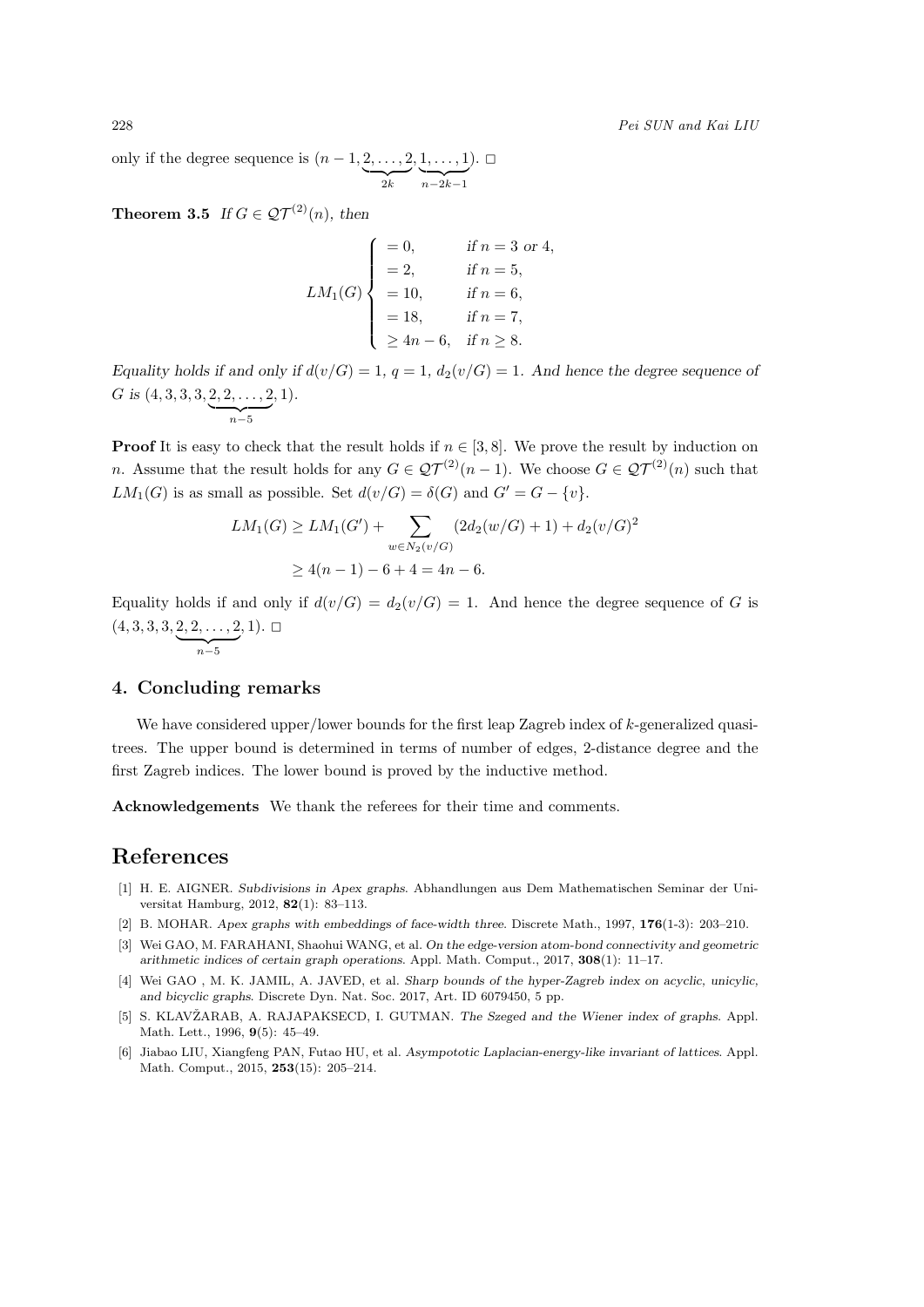only if the degree sequence is $(n-1, \underbrace{2, \ldots, 2}_{2k}, \underbrace{1, \ldots, 1}_{n-2k-1})$. $\square$

**Theorem 3.5** *If $G \in \mathcal{QT}^{(2)}(n)$, then*

$$LM_1(G) \begin{cases} = 0, & \text{if } n = 3 \text{ or } 4, \\ = 2, & \text{if } n = 5, \\ = 10, & \text{if } n = 6, \\ = 18, & \text{if } n = 7, \\ \geq 4n - 6, & \text{if } n \geq 8. \end{cases}$$

*Equality holds if and only if $d(v/G) = 1$, $q = 1$, $d_2(v/G) = 1$. And hence the degree sequence of $G$ is $(4, 3, 3, 3, \underbrace{2, 2, \ldots, 2}_{n-5}, 1)$.*

**Proof** It is easy to check that the result holds if $n \in [3, 8]$. We prove the result by induction on $n$. Assume that the result holds for any $G \in \mathcal{QT}^{(2)}(n-1)$. We choose $G \in \mathcal{QT}^{(2)}(n)$ such that $LM_1(G)$ is as small as possible. Set $d(v/G) = \delta(G)$ and $G' = G - \{v\}$.

$$\begin{aligned} LM_1(G) &\geq LM_1(G') + \sum_{w \in N_2(v/G)} (2d_2(w/G) + 1) + d_2(v/G)^2 \\ &\geq 4(n-1) - 6 + 4 = 4n - 6. \end{aligned}$$

Equality holds if and only if $d(v/G) = d_2(v/G) = 1$. And hence the degree sequence of $G$ is $(4, 3, 3, 3, \underbrace{2, 2, \ldots, 2}_{n-5}, 1)$. $\square$

## 4. Concluding remarks

We have considered upper/lower bounds for the first leap Zagreb index of $k$-generalized quasi-trees. The upper bound is determined in terms of number of edges, 2-distance degree and the first Zagreb indices. The lower bound is proved by the inductive method.

**Acknowledgements** We thank the referees for their time and comments.

# References

[1] H. E. AIGNER. *Subdivisions in Apex graphs*. Abhandlungen aus Dem Mathematischen Seminar der Universtat Hamburg, 2012, **82**(1): 83–113.

[2] B. MOHAR. *Apex graphs with embeddings of face-width three*. Discrete Math., 1997, **176**(1-3): 203–210.

[3] Wei GAO, M. FARAHANI, Shaohui WANG, et al. *On the edge-version atom-bond connectivity and geometric arithmetic indices of certain graph operations*. Appl. Math. Comput., 2017, **308**(1): 11–17.

[4] Wei GAO , M. K. JAMIL, A. JAVED, et al. *Sharp bounds of the hyper-Zagreb index on acyclic, unicylic, and bicyclic graphs*. Discrete Dyn. Nat. Soc. 2017, Art. ID 6079450, 5 pp.

[5] S. KLAVŽARAB, A. RAJAPAKSECD, I. GUTMAN. *The Szeged and the Wiener index of graphs*. Appl. Math. Lett., 1996, **9**(5): 45–49.

[6] Jiabao LIU, Xiangfeng PAN, Futao HU, et al. *Asympototic Laplacian-energy-like invariant of lattices*. Appl. Math. Comput., 2015, **253**(15): 205–214.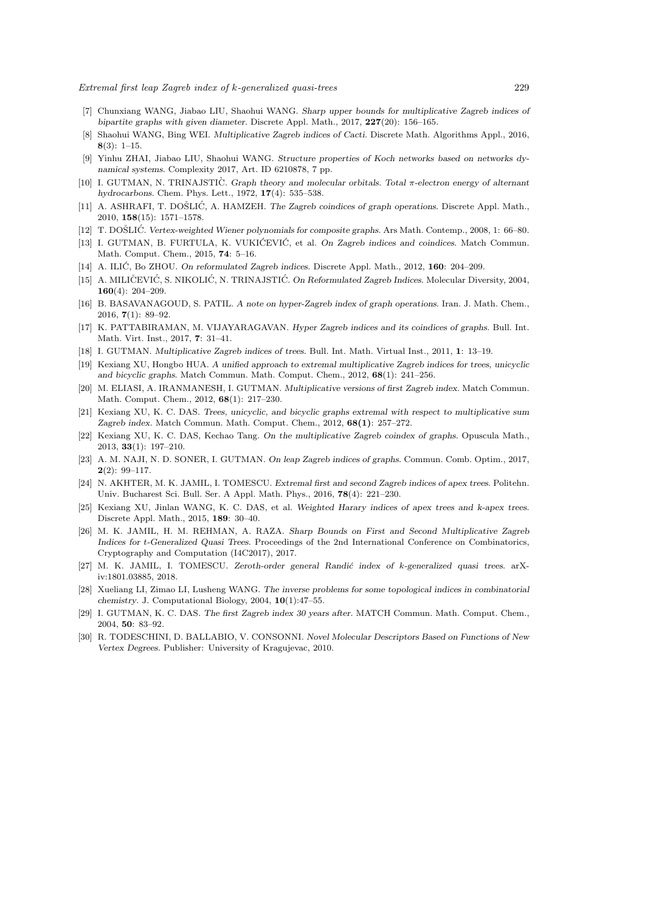[7] Chunxiang WANG, Jiabao LIU, Shaohui WANG. *Sharp upper bounds for multiplicative Zagreb indices of bipartite graphs with given diameter*. Discrete Appl. Math., 2017, **227**(20): 156–165.

[8] Shaohui WANG, Bing WEI. *Multiplicative Zagreb indices of Cacti*. Discrete Math. Algorithms Appl., 2016, **8**(3): 1–15.

[9] Yinhu ZHAI, Jiabao LIU, Shaohui WANG. *Structure properties of Koch networks based on networks dynamical systems*. Complexity 2017, Art. ID 6210878, 7 pp.

[10] I. GUTMAN, N. TRINAJSTIČ. *Graph theory and molecular orbitals. Total $\pi$-electron energy of alternant hydrocarbons*. Chem. Phys. Lett., 1972, **17**(4): 535–538.

[11] A. ASHRAFI, T. DOŠLIĆ, A. HAMZEH. *The Zagreb coindices of graph operations*. Discrete Appl. Math., 2010, **158**(15): 1571–1578.

[12] T. DOŠLIĆ. *Vertex-weighted Wiener polynomials for composite graphs*. Ars Math. Contemp., 2008, 1: 66–80.

[13] I. GUTMAN, B. FURTULA, K. VUKIĆEVIĆ, et al. *On Zagreb indices and coindices*. Match Commun. Math. Comput. Chem., 2015, **74**: 5–16.

[14] A. ILIĆ, Bo ZHOU. *On reformulated Zagreb indices*. Discrete Appl. Math., 2012, **160**: 204–209.

[15] A. MILIČEVIĆ, S. NIKOLIĆ, N. TRINAJSTIĆ. *On Reformulated Zagreb Indices*. Molecular Diversity, 2004, **160**(4): 204–209.

[16] B. BASAVANAGOUD, S. PATIL. *A note on hyper-Zagreb index of graph operations*. Iran. J. Math. Chem., 2016, **7**(1): 89–92.

[17] K. PATTABIRAMAN, M. VIJAYARAGAVAN. *Hyper Zagreb indices and its coindices of graphs*. Bull. Int. Math. Virt. Inst., 2017, **7**: 31–41.

[18] I. GUTMAN. *Multiplicative Zagreb indices of trees*. Bull. Int. Math. Virtual Inst., 2011, **1**: 13–19.

[19] Kexiang XU, Hongbo HUA. *A unified approach to extremal multiplicative Zagreb indices for trees, unicyclic and bicyclic graphs*. Match Commun. Math. Comput. Chem., 2012, **68**(1): 241–256.

[20] M. ELIASI, A. IRANMANESH, I. GUTMAN. *Multiplicative versions of first Zagreb index*. Match Commun. Math. Comput. Chem., 2012, **68**(1): 217–230.

[21] Kexiang XU, K. C. DAS. *Trees, unicyclic, and bicyclic graphs extremal with respect to multiplicative sum Zagreb index*. Match Commun. Math. Comput. Chem., 2012, **68(1)**: 257–272.

[22] Kexiang XU, K. C. DAS, Kechao Tang. *On the multiplicative Zagreb coindex of graphs*. Opuscula Math., 2013, **33**(1): 197–210.

[23] A. M. NAJI, N. D. SONER, I. GUTMAN. *On leap Zagreb indices of graphs*. Commun. Comb. Optim., 2017, **2**(2): 99–117.

[24] N. AKHTER, M. K. JAMIL, I. TOMESCU. *Extremal first and second Zagreb indices of apex trees*. Politehn. Univ. Bucharest Sci. Bull. Ser. A Appl. Math. Phys., 2016, **78**(4): 221–230.

[25] Kexiang XU, Jinlan WANG, K. C. DAS, et al. *Weighted Harary indices of apex trees and k-apex trees*. Discrete Appl. Math., 2015, **189**: 30–40.

[26] M. K. JAMIL, H. M. REHMAN, A. RAZA. *Sharp Bounds on First and Second Multiplicative Zagreb Indices for t-Generalized Quasi Trees*. Proceedings of the 2nd International Conference on Combinatorics, Cryptography and Computation (I4C2017), 2017.

[27] M. K. JAMIL, I. TOMESCU. *Zeroth-order general Randić index of k-generalized quasi trees*. arXiv:1801.03885, 2018.

[28] Xueliang LI, Zimao LI, Lusheng WANG. *The inverse problems for some topological indices in combinatorial chemistry*. J. Computational Biology, 2004, **10**(1):47–55.

[29] I. GUTMAN, K. C. DAS. *The first Zagreb index 30 years after*. MATCH Commun. Math. Comput. Chem., 2004, **50**: 83–92.

[30] R. TODESCHINI, D. BALLABIO, V. CONSONNI. *Novel Molecular Descriptors Based on Functions of New Vertex Degrees*. Publisher: University of Kragujevac, 2010.